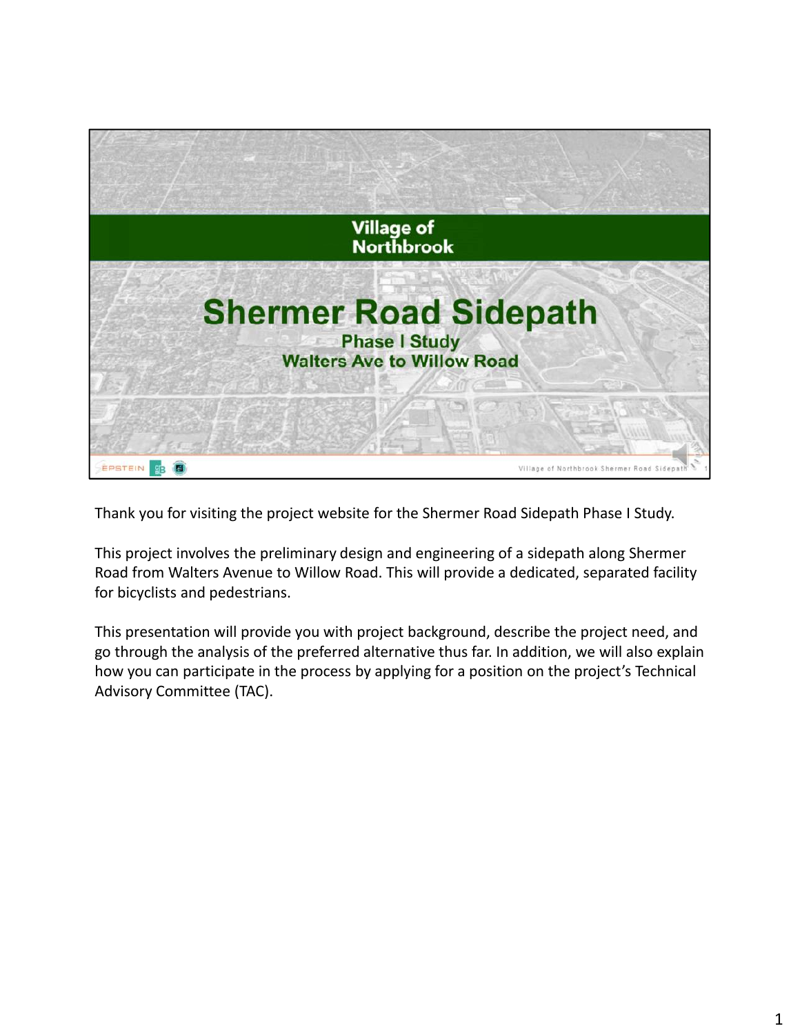# Village of Northbrook

# Shermer Road Sidepath

## Phase I Study

## Walters Ave to Willow Road

Thank you for visiting the project website for the Shermer Road Sidepath Phase I Study.

This project involves the preliminary design and engineering of a sidepath along Shermer Road from Walters Avenue to Willow Road. This will provide a dedicated, separated facility for bicyclists and pedestrians.

This presentation will provide you with project background, describe the project need, and go through the analysis of the preferred alternative thus far. In addition, we will also explain how you can participate in the process by applying for a position on the project's Technical Advisory Committee (TAC).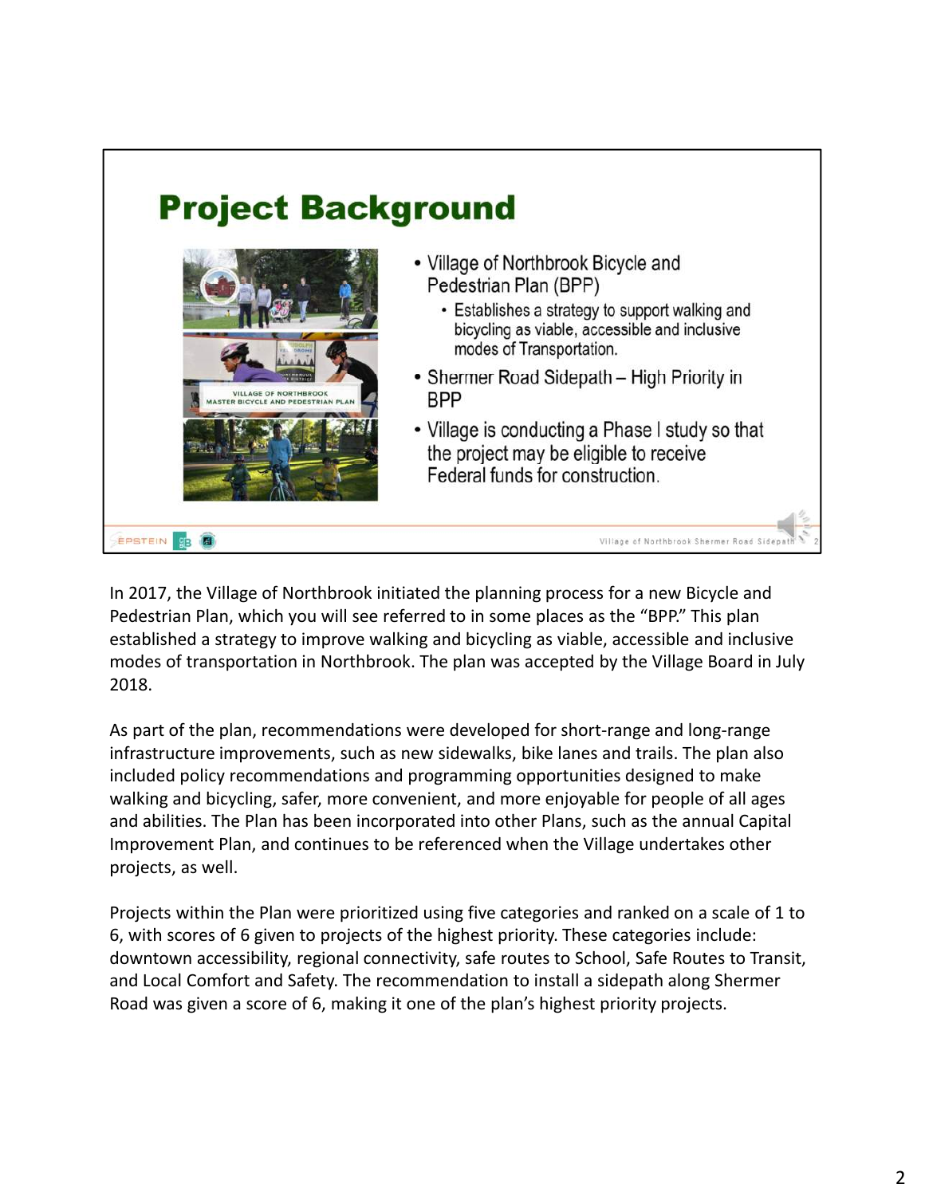## Project Background

- Village of Northbrook Bicycle and Pedestrian Plan (BPP)
  - Establishes a strategy to support walking and bicycling as viable, accessible and inclusive modes of Transportation.
- Shermer Road Sidepath – High Priority in BPP
- Village is conducting a Phase I study so that the project may be eligible to receive Federal funds for construction.

In 2017, the Village of Northbrook initiated the planning process for a new Bicycle and Pedestrian Plan, which you will see referred to in some places as the "BPP." This plan established a strategy to improve walking and bicycling as viable, accessible and inclusive modes of transportation in Northbrook. The plan was accepted by the Village Board in July 2018.

As part of the plan, recommendations were developed for short-range and long-range infrastructure improvements, such as new sidewalks, bike lanes and trails. The plan also included policy recommendations and programming opportunities designed to make walking and bicycling, safer, more convenient, and more enjoyable for people of all ages and abilities. The Plan has been incorporated into other Plans, such as the annual Capital Improvement Plan, and continues to be referenced when the Village undertakes other projects, as well.

Projects within the Plan were prioritized using five categories and ranked on a scale of 1 to 6, with scores of 6 given to projects of the highest priority. These categories include: downtown accessibility, regional connectivity, safe routes to School, Safe Routes to Transit, and Local Comfort and Safety. The recommendation to install a sidepath along Shermer Road was given a score of 6, making it one of the plan's highest priority projects.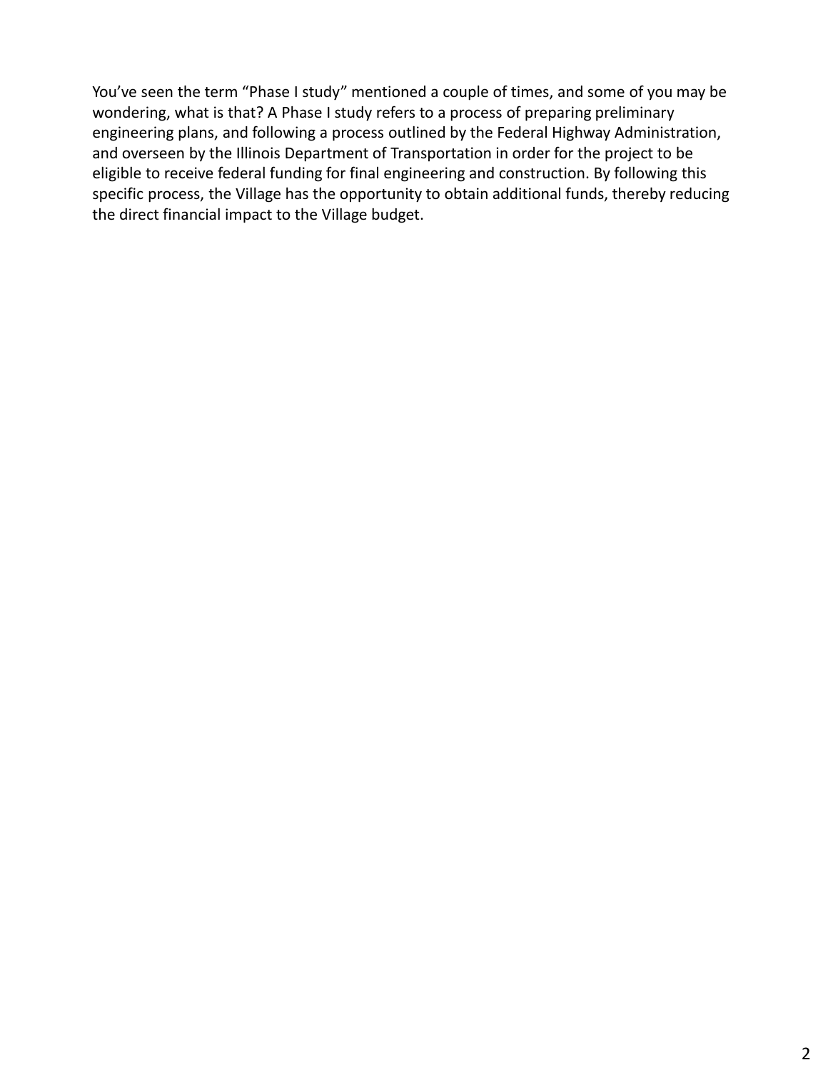You’ve seen the term “Phase I study” mentioned a couple of times, and some of you may be wondering, what is that? A Phase I study refers to a process of preparing preliminary engineering plans, and following a process outlined by the Federal Highway Administration, and overseen by the Illinois Department of Transportation in order for the project to be eligible to receive federal funding for final engineering and construction. By following this specific process, the Village has the opportunity to obtain additional funds, thereby reducing the direct financial impact to the Village budget.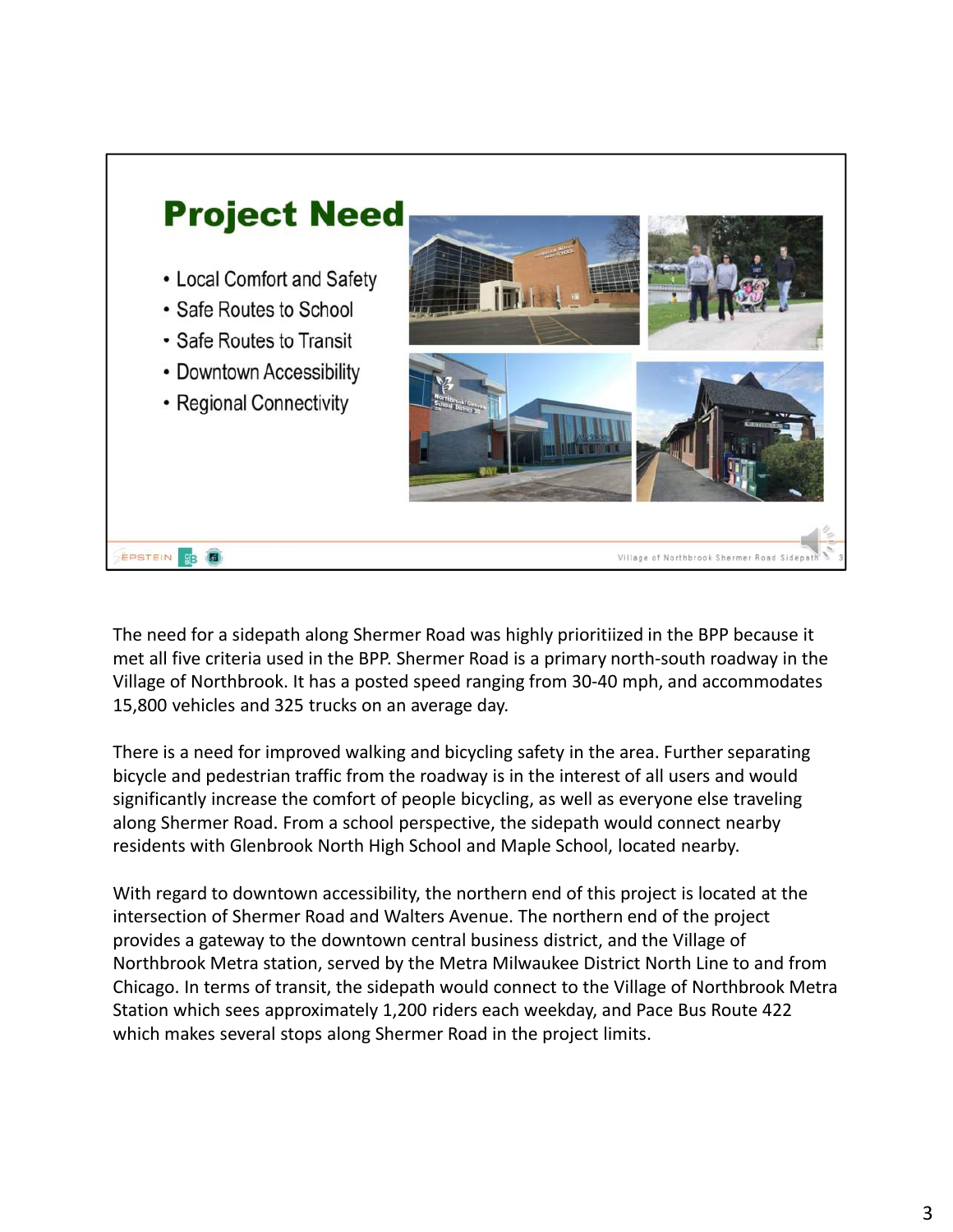# Project Need

- Local Comfort and Safety
- Safe Routes to School
- Safe Routes to Transit
- Downtown Accessibility
- Regional Connectivity

The need for a sidepath along Shermer Road was highly prioritiized in the BPP because it met all five criteria used in the BPP. Shermer Road is a primary north-south roadway in the Village of Northbrook. It has a posted speed ranging from 30-40 mph, and accommodates 15,800 vehicles and 325 trucks on an average day.

There is a need for improved walking and bicycling safety in the area. Further separating bicycle and pedestrian traffic from the roadway is in the interest of all users and would significantly increase the comfort of people bicycling, as well as everyone else traveling along Shermer Road. From a school perspective, the sidepath would connect nearby residents with Glenbrook North High School and Maple School, located nearby.

With regard to downtown accessibility, the northern end of this project is located at the intersection of Shermer Road and Walters Avenue. The northern end of the project provides a gateway to the downtown central business district, and the Village of Northbrook Metra station, served by the Metra Milwaukee District North Line to and from Chicago. In terms of transit, the sidepath would connect to the Village of Northbrook Metra Station which sees approximately 1,200 riders each weekday, and Pace Bus Route 422 which makes several stops along Shermer Road in the project limits.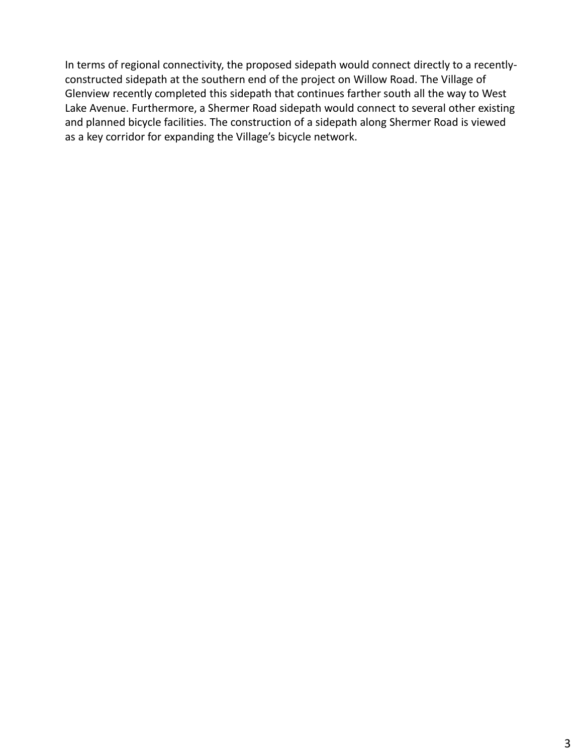In terms of regional connectivity, the proposed sidepath would connect directly to a recently-constructed sidepath at the southern end of the project on Willow Road. The Village of Glenview recently completed this sidepath that continues farther south all the way to West Lake Avenue. Furthermore, a Shermer Road sidepath would connect to several other existing and planned bicycle facilities. The construction of a sidepath along Shermer Road is viewed as a key corridor for expanding the Village's bicycle network.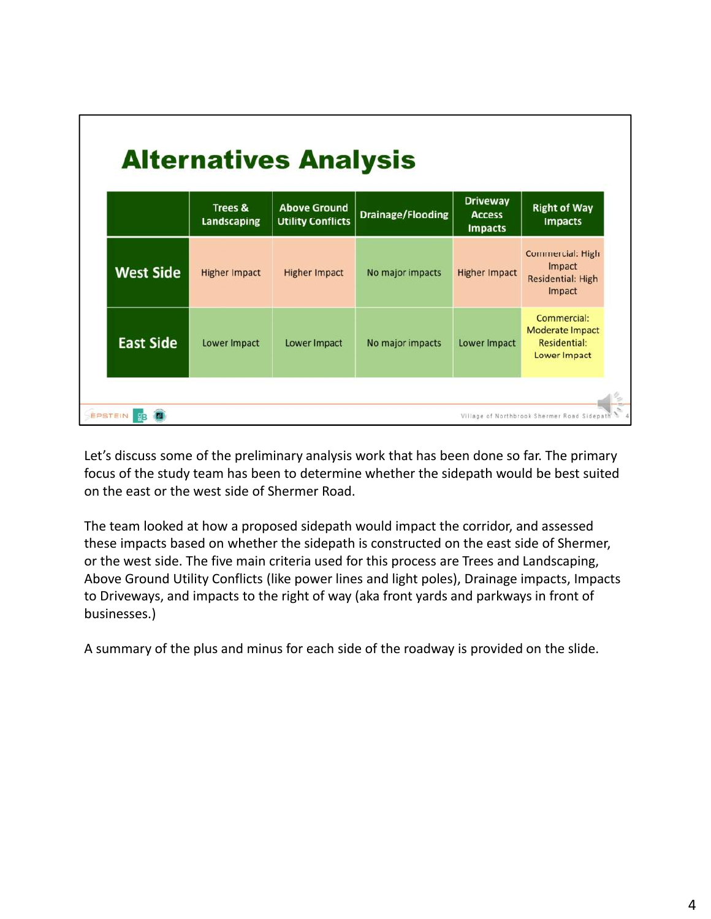# Alternatives Analysis

| | Trees & Landscaping | Above Ground Utility Conflicts | Drainage/Flooding | Driveway Access Impacts | Right of Way Impacts |
|---|---|---|---|---|---|
| **West Side** | Higher Impact | Higher Impact | No major impacts | Higher Impact | Commercial: High Impact Residential: High Impact |
| **East Side** | Lower Impact | Lower Impact | No major impacts | Lower Impact | Commercial: Moderate Impact Residential: Lower Impact |

Let's discuss some of the preliminary analysis work that has been done so far. The primary focus of the study team has been to determine whether the sidepath would be best suited on the east or the west side of Shermer Road.

The team looked at how a proposed sidepath would impact the corridor, and assessed these impacts based on whether the sidepath is constructed on the east side of Shermer, or the west side. The five main criteria used for this process are Trees and Landscaping, Above Ground Utility Conflicts (like power lines and light poles), Drainage impacts, Impacts to Driveways, and impacts to the right of way (aka front yards and parkways in front of businesses.)

A summary of the plus and minus for each side of the roadway is provided on the slide.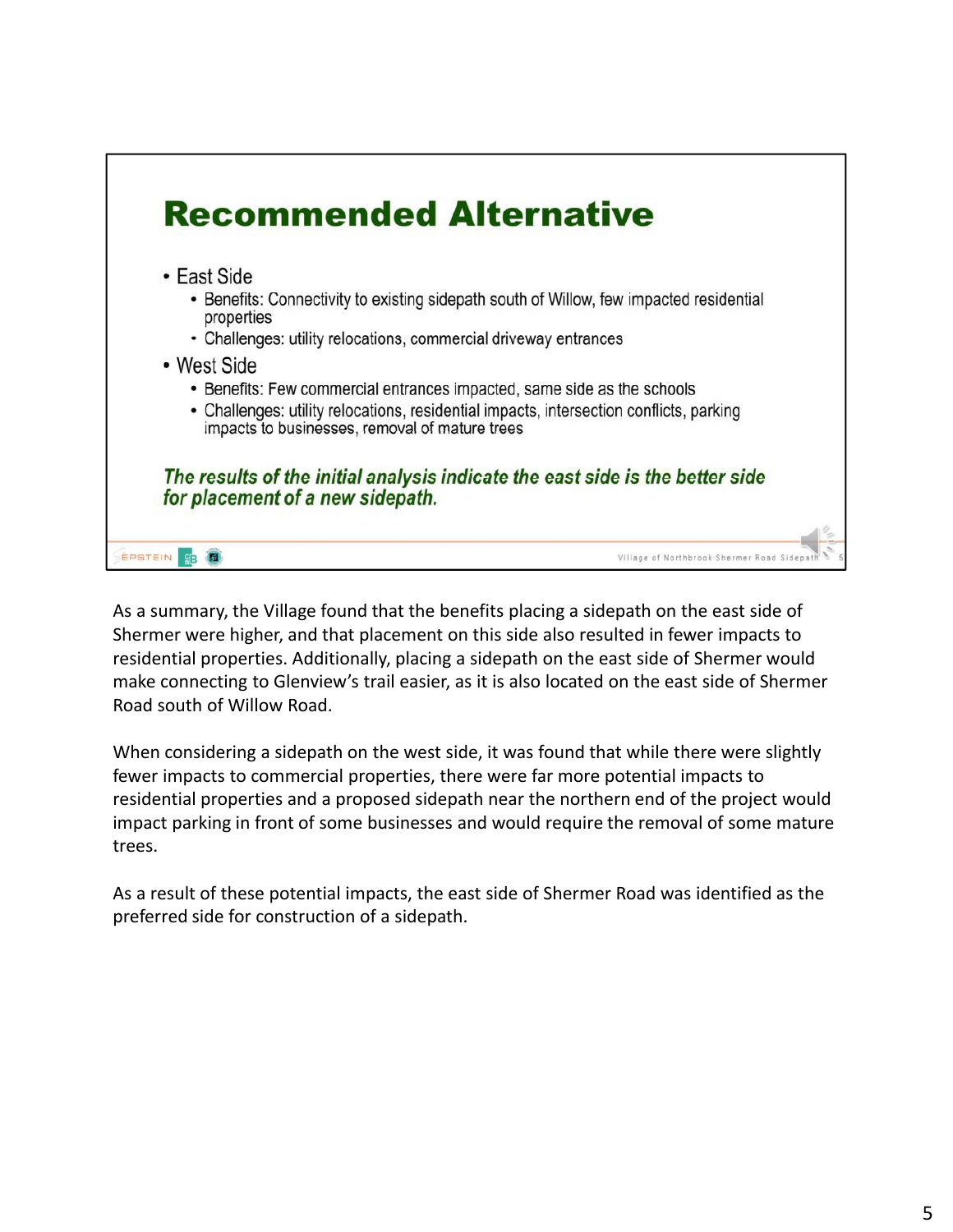## Recommended Alternative

- East Side
  - Benefits: Connectivity to existing sidepath south of Willow, few impacted residential properties
  - Challenges: utility relocations, commercial driveway entrances
- West Side
  - Benefits: Few commercial entrances impacted, same side as the schools
  - Challenges: utility relocations, residential impacts, intersection conflicts, parking impacts to businesses, removal of mature trees

***The results of the initial analysis indicate the east side is the better side for placement of a new sidepath.***

As a summary, the Village found that the benefits placing a sidepath on the east side of Shermer were higher, and that placement on this side also resulted in fewer impacts to residential properties. Additionally, placing a sidepath on the east side of Shermer would make connecting to Glenview's trail easier, as it is also located on the east side of Shermer Road south of Willow Road.

When considering a sidepath on the west side, it was found that while there were slightly fewer impacts to commercial properties, there were far more potential impacts to residential properties and a proposed sidepath near the northern end of the project would impact parking in front of some businesses and would require the removal of some mature trees.

As a result of these potential impacts, the east side of Shermer Road was identified as the preferred side for construction of a sidepath.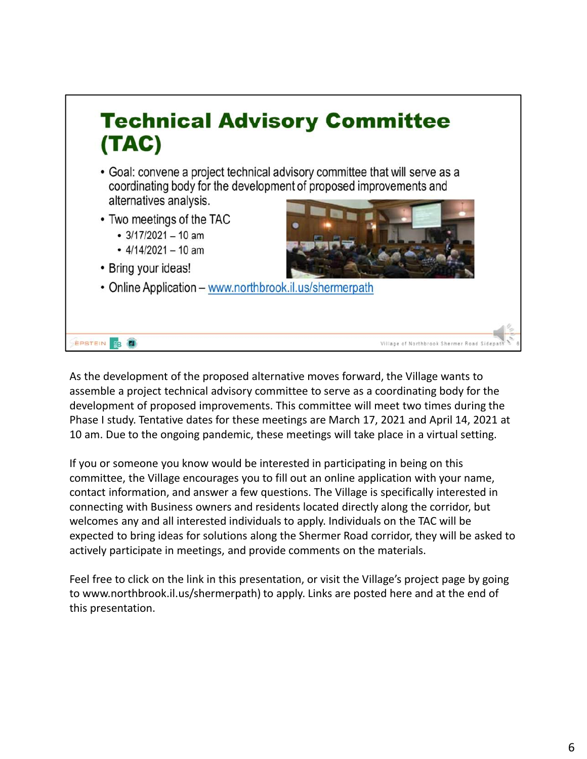## Technical Advisory Committee (TAC)

- Goal: convene a project technical advisory committee that will serve as a coordinating body for the development of proposed improvements and alternatives analysis.
- Two meetings of the TAC
  - 3/17/2021 – 10 am
  - 4/14/2021 – 10 am
- Bring your ideas!
- Online Application – www.northbrook.il.us/shermerpath

As the development of the proposed alternative moves forward, the Village wants to assemble a project technical advisory committee to serve as a coordinating body for the development of proposed improvements. This committee will meet two times during the Phase I study. Tentative dates for these meetings are March 17, 2021 and April 14, 2021 at 10 am. Due to the ongoing pandemic, these meetings will take place in a virtual setting.

If you or someone you know would be interested in participating in being on this committee, the Village encourages you to fill out an online application with your name, contact information, and answer a few questions. The Village is specifically interested in connecting with Business owners and residents located directly along the corridor, but welcomes any and all interested individuals to apply. Individuals on the TAC will be expected to bring ideas for solutions along the Shermer Road corridor, they will be asked to actively participate in meetings, and provide comments on the materials.

Feel free to click on the link in this presentation, or visit the Village's project page by going to www.northbrook.il.us/shermerpath) to apply. Links are posted here and at the end of this presentation.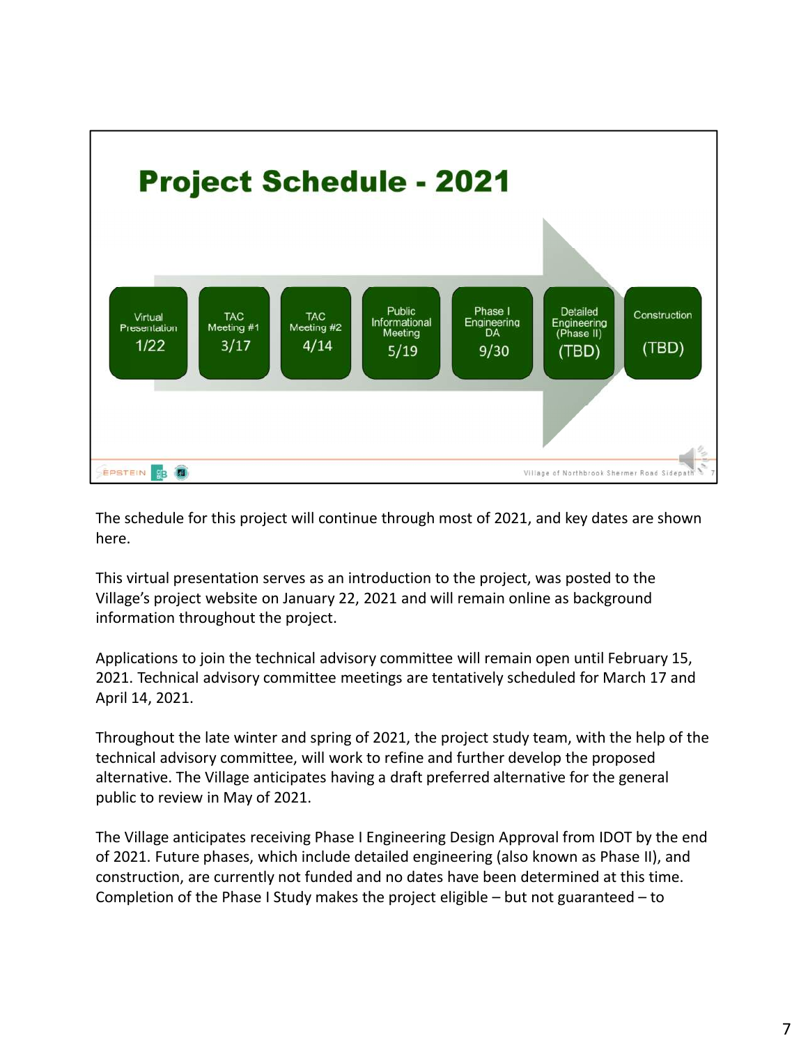## Project Schedule - 2021

| Virtual Presentation | TAC Meeting #1 | TAC Meeting #2 | Public Informational Meeting | Phase I Engineering DA | Detailed Engineering (Phase II) | Construction |
|---|---|---|---|---|---|---|
| 1/22 | 3/17 | 4/14 | 5/19 | 9/30 | (TBD) | (TBD) |

The schedule for this project will continue through most of 2021, and key dates are shown here.

This virtual presentation serves as an introduction to the project, was posted to the Village's project website on January 22, 2021 and will remain online as background information throughout the project.

Applications to join the technical advisory committee will remain open until February 15, 2021. Technical advisory committee meetings are tentatively scheduled for March 17 and April 14, 2021.

Throughout the late winter and spring of 2021, the project study team, with the help of the technical advisory committee, will work to refine and further develop the proposed alternative. The Village anticipates having a draft preferred alternative for the general public to review in May of 2021.

The Village anticipates receiving Phase I Engineering Design Approval from IDOT by the end of 2021. Future phases, which include detailed engineering (also known as Phase II), and construction, are currently not funded and no dates have been determined at this time. Completion of the Phase I Study makes the project eligible – but not guaranteed – to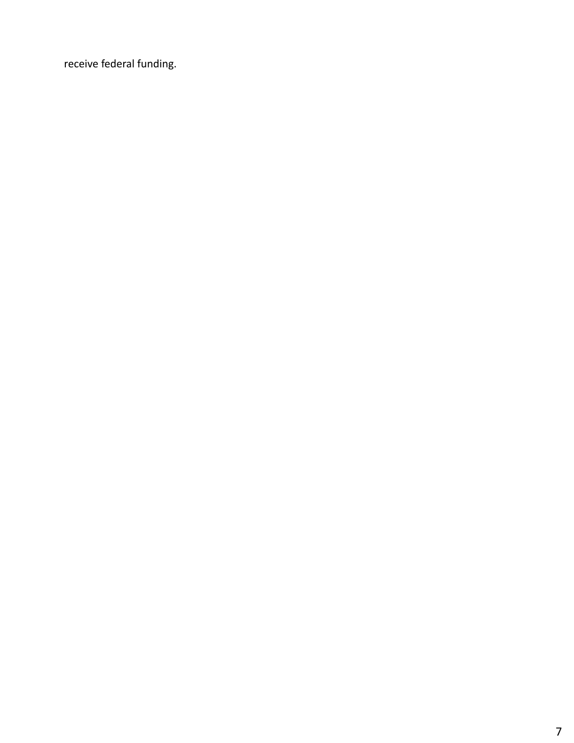receive federal funding.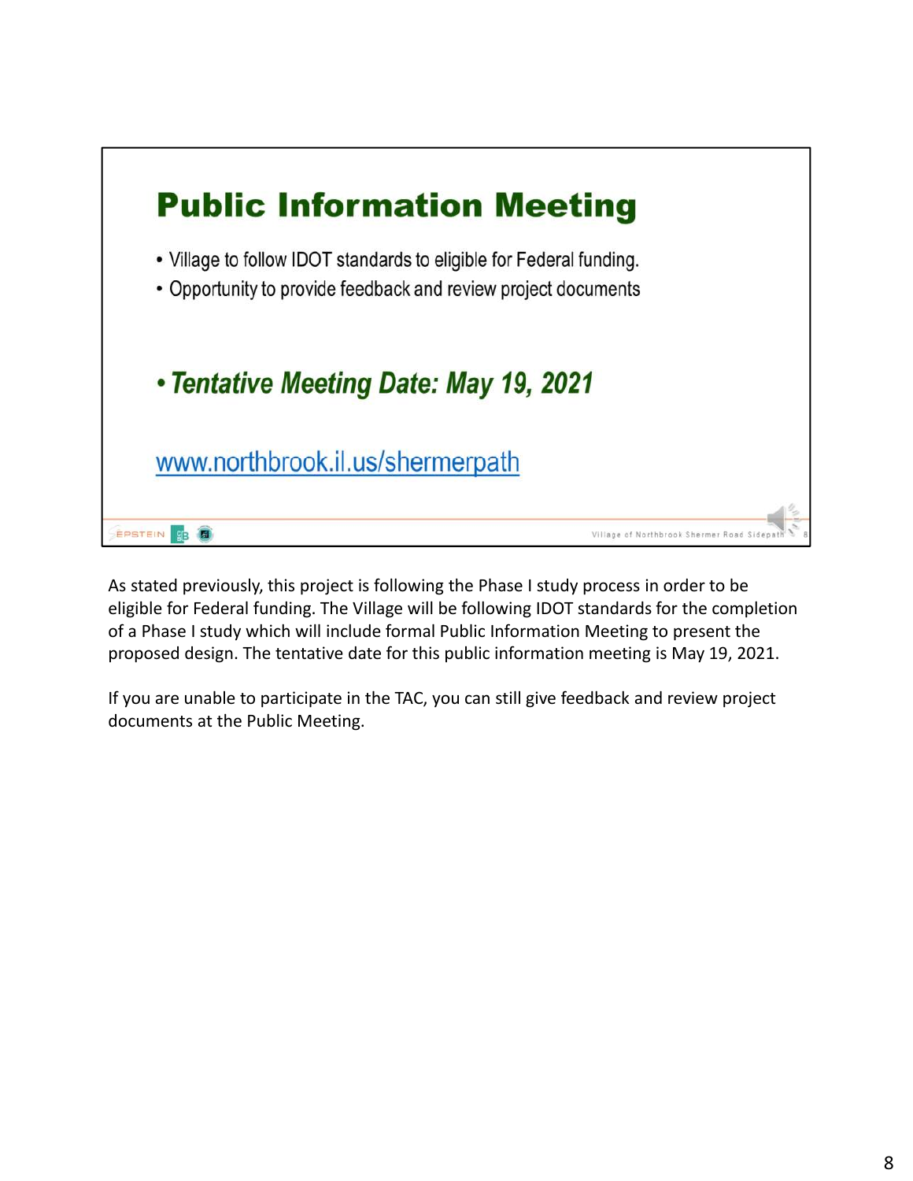## Public Information Meeting

- Village to follow IDOT standards to eligible for Federal funding.
- Opportunity to provide feedback and review project documents

- ***Tentative Meeting Date: May 19, 2021***

www.northbrook.il.us/shermerpath

As stated previously, this project is following the Phase I study process in order to be eligible for Federal funding. The Village will be following IDOT standards for the completion of a Phase I study which will include formal Public Information Meeting to present the proposed design. The tentative date for this public information meeting is May 19, 2021.

If you are unable to participate in the TAC, you can still give feedback and review project documents at the Public Meeting.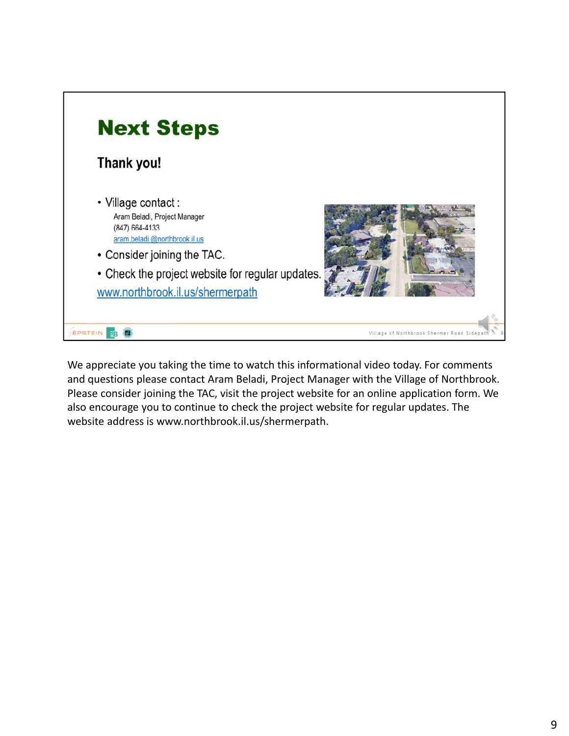## Next Steps

**Thank you!**

- Village contact :
  Aram Beladi, Project Manager
  (847) 664-4133
  aram.beladi@northbrook.il.us
- Consider joining the TAC.
- Check the project website for regular updates.

www.northbrook.il.us/shermerpath

We appreciate you taking the time to watch this informational video today. For comments and questions please contact Aram Beladi, Project Manager with the Village of Northbrook. Please consider joining the TAC, visit the project website for an online application form. We also encourage you to continue to check the project website for regular updates. The website address is www.northbrook.il.us/shermerpath.